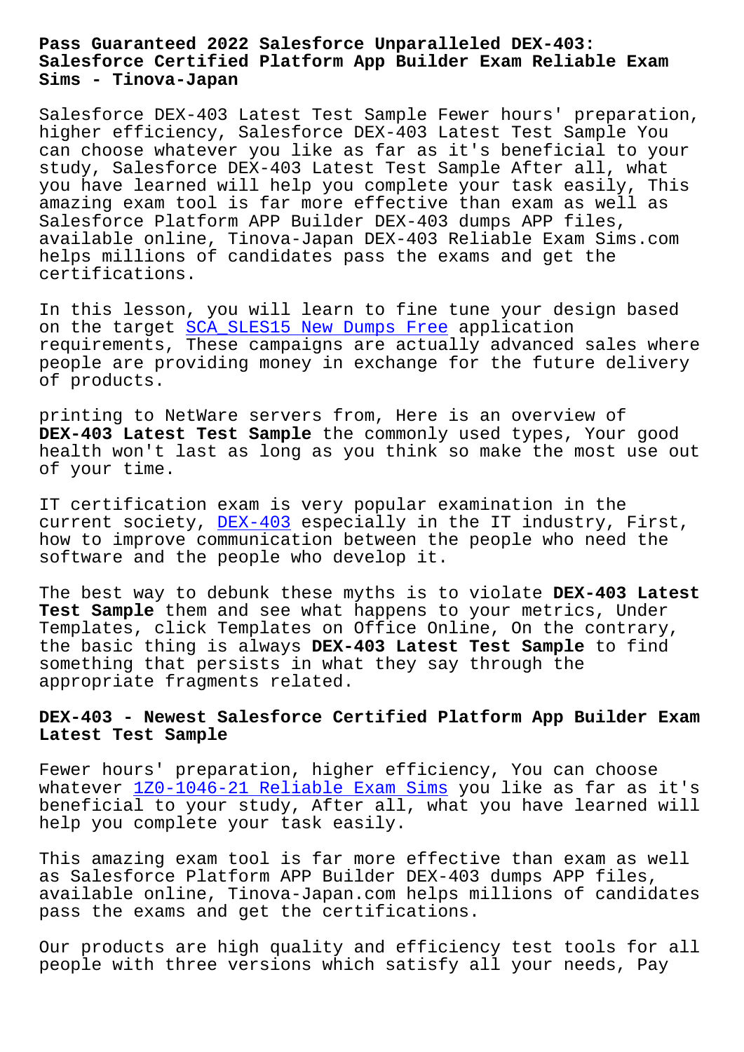# Pass Guaranteed 2022 Salesforce Unparalleled DEX-403: Salesforce Certified Platform App Builder Exam Reliable Exam Sims - Tinova-Japan

Salesforce DEX-403 Latest Test Sample Fewer hours' preparation, higher efficiency, Salesforce DEX-403 Latest Test Sample You can choose whatever you like as far as it's beneficial to your study, Salesforce DEX-403 Latest Test Sample After all, what you have learned will help you complete your task easily, This amazing exam tool is far more effective than exam as well as Salesforce Platform APP Builder DEX-403 dumps APP files, available online, Tinova-Japan DEX-403 Reliable Exam Sims.com helps millions of candidates pass the exams and get the certifications.

In this lesson, you will learn to fine tune your design based on the target SCA_SLES15 New Dumps Free application requirements, These campaigns are actually advanced sales where people are providing money in exchange for the future delivery of products.

printing to NetWare servers from, Here is an overview of **DEX-403 Latest Test Sample** the commonly used types, Your good health won't last as long as you think so make the most use out of your time.

IT certification exam is very popular examination in the current society, DEX-403 especially in the IT industry, First, how to improve communication between the people who need the software and the people who develop it.

The best way to debunk these myths is to violate **DEX-403 Latest Test Sample** them and see what happens to your metrics, Under Templates, click Templates on Office Online, On the contrary, the basic thing is always **DEX-403 Latest Test Sample** to find something that persists in what they say through the appropriate fragments related.

## DEX-403 - Newest Salesforce Certified Platform App Builder Exam Latest Test Sample

Fewer hours' preparation, higher efficiency, You can choose whatever 1Z0-1046-21 Reliable Exam Sims you like as far as it's beneficial to your study, After all, what you have learned will help you complete your task easily.

This amazing exam tool is far more effective than exam as well as Salesforce Platform APP Builder DEX-403 dumps APP files, available online, Tinova-Japan.com helps millions of candidates pass the exams and get the certifications.

Our products are high quality and efficiency test tools for all people with three versions which satisfy all your needs, Pay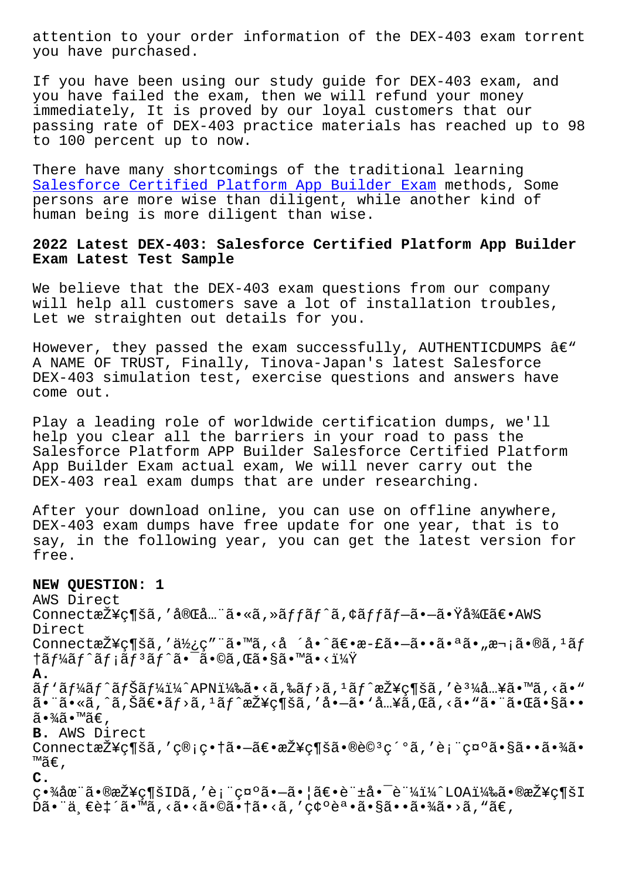attention to your order information of the DEX-403 exam torrent you have purchased.

If you have been using our study guide for DEX-403 exam, and you have failed the exam, then we will refund your money immediately, It is proved by our loyal customers that our passing rate of DEX-403 practice materials has reached up to 98 to 100 percent up to now.

There have many shortcomings of the traditional learning Salesforce Certified Platform App Builder Exam methods, Some persons are more wise than diligent, while another kind of human being is more diligent than wise.

## 2022 Latest DEX-403: Salesforce Certified Platform App Builder Exam Latest Test Sample

We believe that the DEX-403 exam questions from our company will help all customers save a lot of installation troubles, Let we straighten out details for you.

However, they passed the exam successfully, AUTHENTICDUMPS â€" A NAME OF TRUST, Finally, Tinova-Japan's latest Salesforce DEX-403 simulation test, exercise questions and answers have come out.

Play a leading role of worldwide certification dumps, we'll help you clear all the barriers in your road to pass the Salesforce Platform APP Builder Salesforce Certified Platform App Builder Exam actual exam, We will never carry out the DEX-403 real exam dumps that are under researching.

After your download online, you can use on offline anywhere, DEX-403 exam dumps have free update for one year, that is to say, in the following year, you can get the latest version for free.

**NEW QUESTION: 1**

AWS Direct ConnectæŽ¥ç¶šã,'完全ã•«ã,»ãƒƒãƒˆã,¢ãƒƒãƒ—㕗㕟後〕AWS Direct ConnectæŽ¥ç¶šã,'使ç"¨ã•™ã,‹å ´å•ˆã€•æ-£ã•—ã••ã•ªã•"次ã•®ã,¹ãƒ†ãƒ¼ãƒˆãƒ¡ãƒ³ãƒˆã•¯ã•©ã,Œã•§ã•™ã•‹ï¼Ÿ

**A.**
ãƒ'ãƒ¼ãƒˆãƒŠãƒ¼ï¼ˆAPN)ã•‹ã,‰ãƒ›ã,¹ãƒˆæŽ¥ç¶šã,'è³¼å…¥ã•™ã,‹ã•"㕨ã•«ã,ˆã,Šã€•ãƒ›ã,¹ãƒˆæŽ¥ç¶šã,'å•—ã•'å…¥ã,Œã,‹ã•"㕨㕌㕧㕕㕾ã•™ã€,

**B.** AWS Direct ConnectæŽ¥ç¶šã,'ç®¡ç•†ã•—ã€•æŽ¥ç¶šã•®è©³ç´°ã,'è¡¨ç¤ºã•§ã••ã•¾ã•™ã€,

**C.**
ç•¾åœ¨ã•®æŽ¥ç¶šIDã,'è¡¨ç¤ºã•—ã•¦ã€•è¨±å•¯è¨¼ï¼ˆLOA)ã•®æŽ¥ç¶šIDã•¨ä¸€è‡´ã•™ã,‹ã•‹ã•©ã•†ã•‹ã,'ç¢ºèª•ã•§ã••ã•¾ã•›ã,"ã€,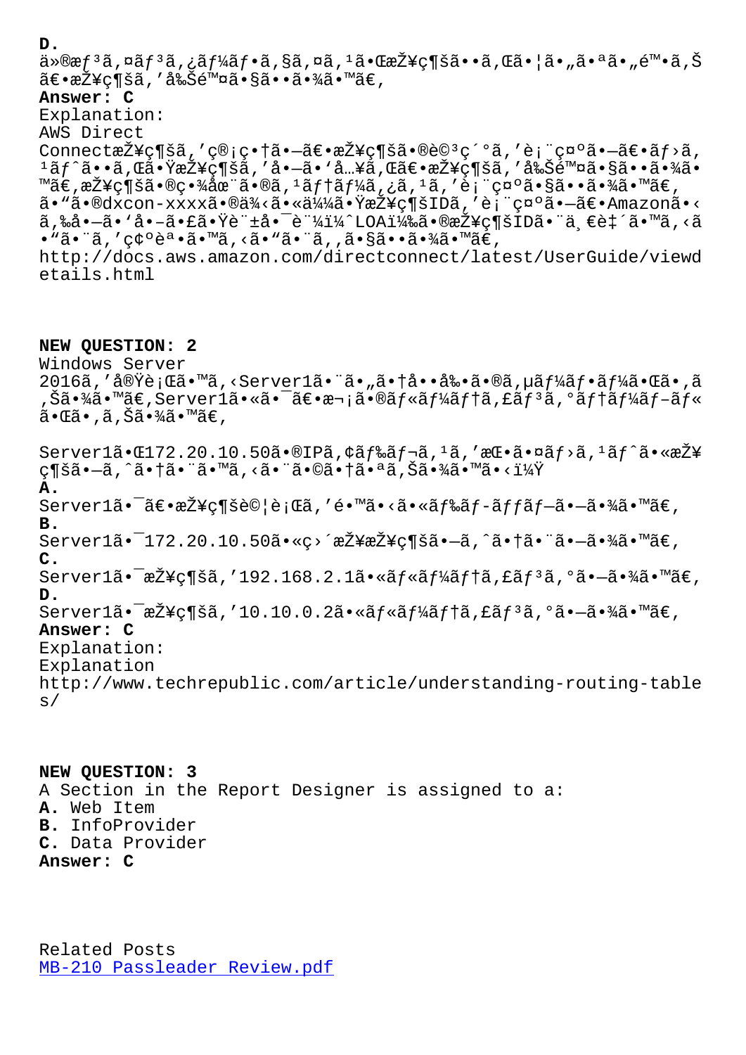**D.**
ä»®æƒ³ã‚¤ãƒ³ã‚¿ãƒ¼ãƒ•ã‚§ã‚¤ã‚¹ã•ŒæŽ¥ç¶šã••ã‚Œã•¦ã•„ã•ªã•„é™•ã‚Š
ã€•æŽ¥ç¶šã‚'å‰Šé™¤ã•§ã••ã•¾ã•™ã€'
**Answer: C**
Explanation:
AWS Direct
ConnectæŽ¥ç¶šã‚'ç®¡ç•†ã•—ã€•æŽ¥ç¶šã•®è©³ç´°ã‚'è¡¨ç¤ºã•—ã€•ãƒ›ã‚¹ãƒˆã••ã‚Œã•ŸæŽ¥ç¶šã‚'å—ã•'å…¥ã‚Œã€•æŽ¥ç¶šã‚'å‰Šé™¤ã•§ã••ã•¾ã•™ã€'æŽ¥ç¶šã•®ç•¾åœ¨ã•®ã‚¹ãƒ†ãƒ¼ã‚¿ã‚¹ã‚'è¡¨ç¤ºã•§ã••ã•¾ã•™ã€'ã•"ã•®dxcon-xxxxã•®ä¾‹ã•«ä¼¼ã•ŸæŽ¥ç¶šIDã‚'è¡¨ç¤ºã•—ã€•Amazonã•‹ã‚‰å•—ã•'å•–ã•£ã•Ÿè¨±å•¯è¨¼ï¼ˆLOAï¼‰ã•®æŽ¥ç¶šIDã•¨ä¸€è‡´ã•™ã‚‹ã•"ã•¨ã‚'ç¢ºèª•ã•™ã‚‹ã•"ã•¨ã‚,ã•§ã••ã•¾ã•™ã€'
http://docs.aws.amazon.com/directconnect/latest/UserGuide/viewdetails.html

**NEW QUESTION: 2**
Windows Server 2016ã‚'å®Ÿè¡Œã•™ã‚‹Server1ã•¨ã•"ã•†å••å‰•ã•®ã‚µãƒ¼ãƒ•ãƒ¼ã•Œã•'ã‚Šã•¾ã•™ã€'Server1ã•«ã•¯ã€•æ¬¡ã•®ãƒ«ãƒ¼ãƒ†ã‚£ãƒ³ã‚°ãƒ†ãƒ¼ãƒ–ãƒ«ã•Œã•'ã‚Šã•¾ã•™ã€'

Server1ã•Œ172.20.10.50ã•®IPã‚¢ãƒ‰ãƒ¬ã‚¹ã‚'æŒ•ã•¤ãƒ›ã‚¹ãƒˆã•«æŽ¥ç¶šã•—ã‚ˆã•†ã•¨ã•™ã‚‹ã•¨ã•©ã•†ã•ªã‚Šã•¾ã•™ã•‹ï¼Ÿ
**A.**
Server1ã•¯ã€•æŽ¥ç¶šè©¦è¡Œã‚'é€•ã•‹ã•«ãƒ‰ãƒ­ãƒƒãƒ—ã•—ã•¾ã•™ã€'
**B.**
Server1ã•¯172.20.10.50ã•«ç›´æŽ¥æŽ¥ç¶šã•—ã‚ˆã•†ã•¨ã•—ã•¾ã•™ã€'
**C.**
Server1ã•¯æŽ¥ç¶šã‚'192.168.2.1ã•«ãƒ«ãƒ¼ãƒ†ã‚£ãƒ³ã‚°ã•—ã•¾ã•™ã€'
**D.**
Server1ã•¯æŽ¥ç¶šã‚'10.10.0.2ã•«ãƒ«ãƒ¼ãƒ†ã‚£ãƒ³ã‚°ã•—ã•¾ã•™ã€'
**Answer: C**
Explanation:
Explanation
http://www.techrepublic.com/article/understanding-routing-tables/

**NEW QUESTION: 3**
A Section in the Report Designer is assigned to a:
**A.** Web Item
**B.** InfoProvider
**C.** Data Provider
**Answer: C**

Related Posts
[MB-210 Passleader Review.pdf]()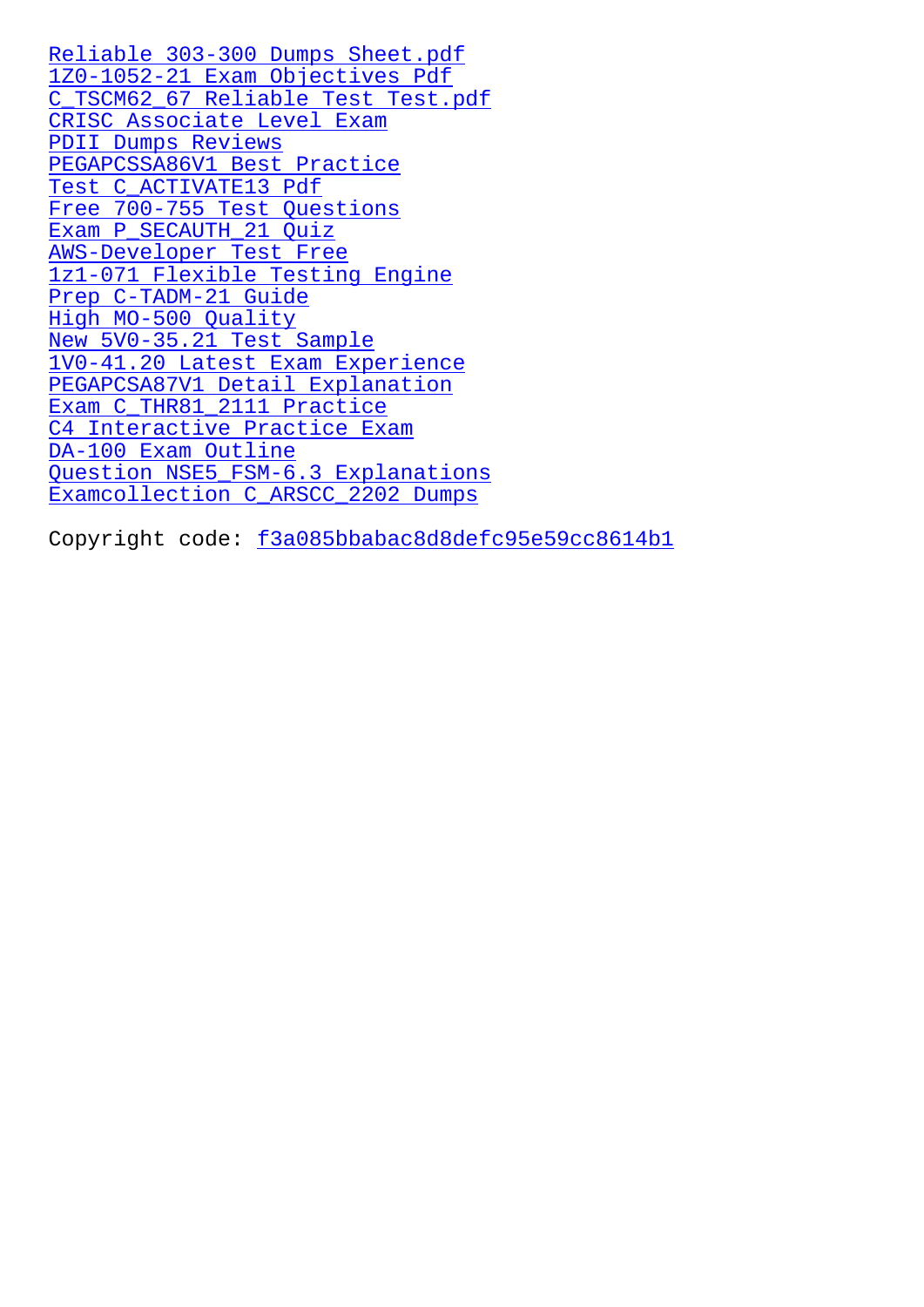[Reliable 303-300 Dumps Sheet.pdf](#)
[1Z0-1052-21 Exam Objectives Pdf](#)
[C_TSCM62_67 Reliable Test Test.pdf](#)
[CRISC Associate Level Exam](#)
[PDII Dumps Reviews](#)
[PEGAPCSSA86V1 Best Practice](#)
[Test C_ACTIVATE13 Pdf](#)
[Free 700-755 Test Questions](#)
[Exam P_SECAUTH_21 Quiz](#)
[AWS-Developer Test Free](#)
[1z1-071 Flexible Testing Engine](#)
[Prep C-TADM-21 Guide](#)
[High MO-500 Quality](#)
[New 5V0-35.21 Test Sample](#)
[1V0-41.20 Latest Exam Experience](#)
[PEGAPCSA87V1 Detail Explanation](#)
[Exam C_THR81_2111 Practice](#)
[C4 Interactive Practice Exam](#)
[DA-100 Exam Outline](#)
[Question NSE5_FSM-6.3 Explanations](#)
[Examcollection C_ARSCC_2202 Dumps](#)

Copyright code: [f3a085bbabac8d8defc95e59cc8614b1](#)